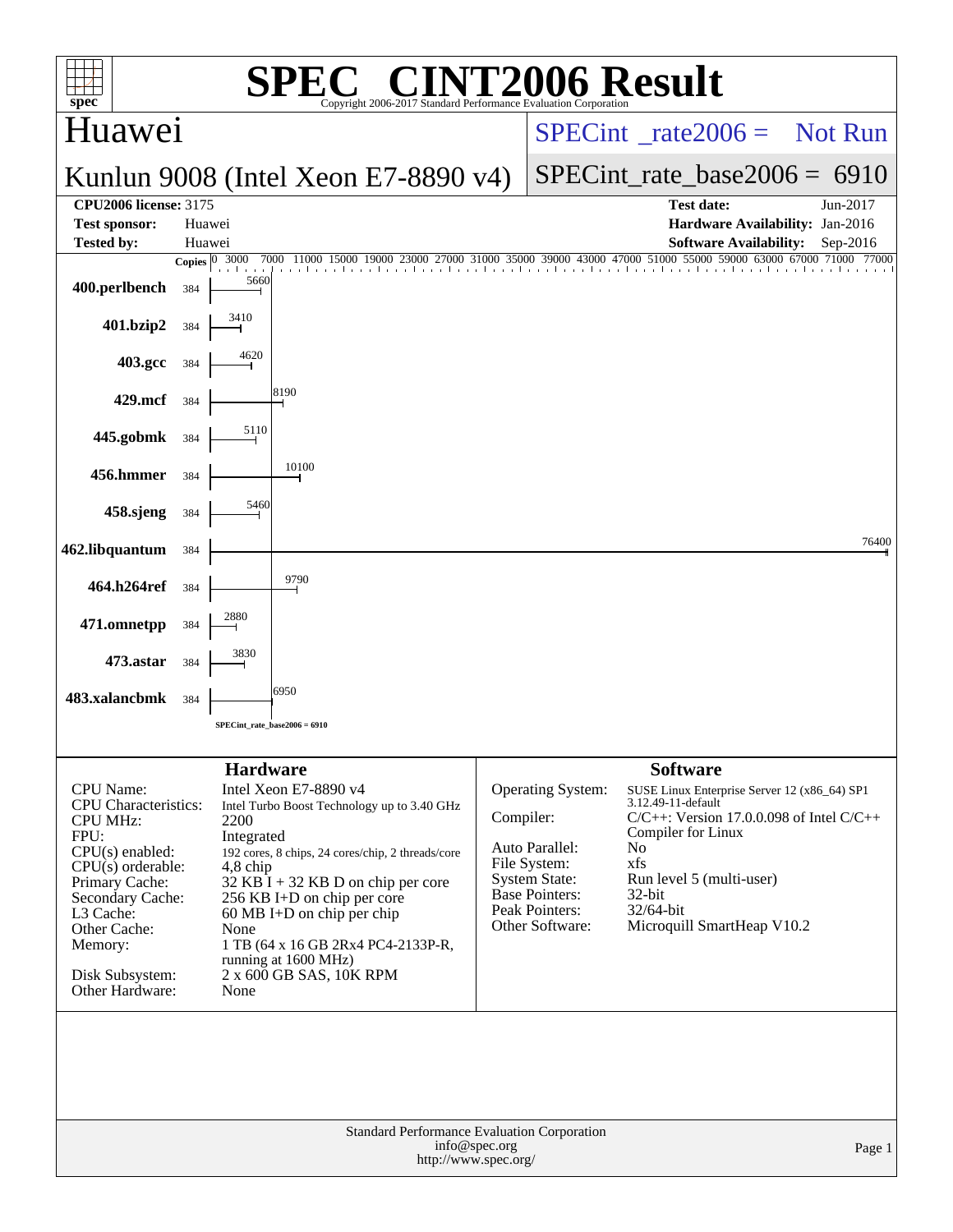# SPEC® CINT2006 Result

Copyright 2006-2017 Standard Performance Evaluation Corporation

## Huawei

**Kunlun 9008 (Intel Xeon E7-8890 v4)**

SPECint_rate2006 = Not Run

SPECint_rate_base2006 = 6910

| | | | |
|---|---|---|---|
| **CPU2006 license:** | 3175 | **Test date:** | Jun-2017 |
| **Test sponsor:** | Huawei | **Hardware Availability:** | Jan-2016 |
| **Tested by:** | Huawei | **Software Availability:** | Sep-2016 |

| Benchmark | Copies | Base Ratio |
|---|---|---|
| 400.perlbench | 384 | 5660 |
| 401.bzip2 | 384 | 3410 |
| 403.gcc | 384 | 4620 |
| 429.mcf | 384 | 8190 |
| 445.gobmk | 384 | 5110 |
| 456.hmmer | 384 | 10100 |
| 458.sjeng | 384 | 5460 |
| 462.libquantum | 384 | 76400 |
| 464.h264ref | 384 | 9790 |
| 471.omnetpp | 384 | 2880 |
| 473.astar | 384 | 3830 |
| 483.xalancbmk | 384 | 6950 |

SPECint_rate_base2006 = 6910

### Hardware

| | |
|---|---|
| CPU Name: | Intel Xeon E7-8890 v4 |
| CPU Characteristics: | Intel Turbo Boost Technology up to 3.40 GHz |
| CPU MHz: | 2200 |
| FPU: | Integrated |
| CPU(s) enabled: | 192 cores, 8 chips, 24 cores/chip, 2 threads/core |
| CPU(s) orderable: | 4,8 chip |
| Primary Cache: | 32 KB I + 32 KB D on chip per core |
| Secondary Cache: | 256 KB I+D on chip per core |
| L3 Cache: | 60 MB I+D on chip per chip |
| Other Cache: | None |
| Memory: | 1 TB (64 x 16 GB 2Rx4 PC4-2133P-R, running at 1600 MHz) |
| Disk Subsystem: | 2 x 600 GB SAS, 10K RPM |
| Other Hardware: | None |

### Software

| | |
|---|---|
| Operating System: | SUSE Linux Enterprise Server 12 (x86_64) SP1 3.12.49-11-default |
| Compiler: | C/C++: Version 17.0.0.098 of Intel C/C++ Compiler for Linux |
| Auto Parallel: | No |
| File System: | xfs |
| System State: | Run level 5 (multi-user) |
| Base Pointers: | 32-bit |
| Peak Pointers: | 32/64-bit |
| Other Software: | Microquill SmartHeap V10.2 |

Standard Performance Evaluation Corporation
info@spec.org
http://www.spec.org/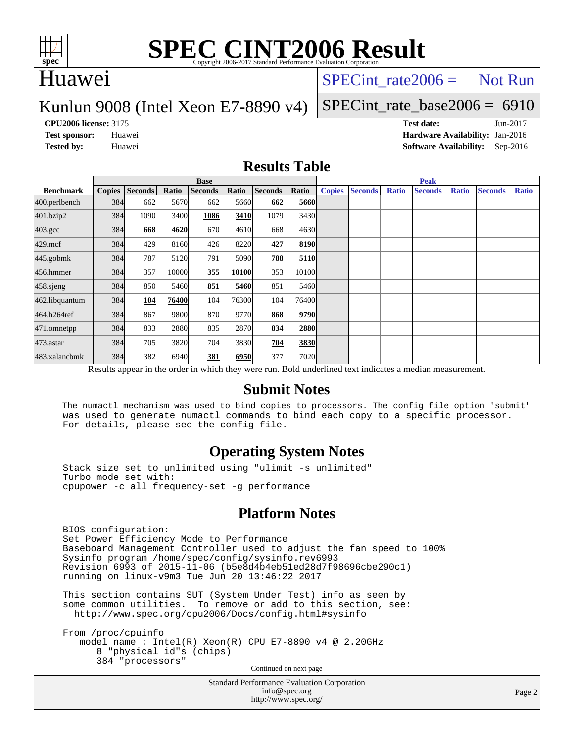# SPEC CINT2006 Result

Copyright 2006-2017 Standard Performance Evaluation Corporation

## Huawei

Kunlun 9008 (Intel Xeon E7-8890 v4)

SPECint_rate2006 = Not Run

SPECint_rate_base2006 = 6910

**CPU2006 license:** 3175
**Test sponsor:** Huawei
**Tested by:** Huawei

**Test date:** Jun-2017
**Hardware Availability:** Jan-2016
**Software Availability:** Sep-2016

## Results Table

| Benchmark | Base | | | | | | | Peak | | | | | | |
|---|---|---|---|---|---|---|---|---|---|---|---|---|---|---|
| | Copies | Seconds | Ratio | Seconds | Ratio | Seconds | Ratio | Copies | Seconds | Ratio | Seconds | Ratio | Seconds | Ratio |
| 400.perlbench | 384 | 662 | 5670 | 662 | 5660 | **662** | **5660** | | | | | | | |
| 401.bzip2 | 384 | 1090 | 3400 | **1086** | **3410** | 1079 | 3430 | | | | | | | |
| 403.gcc | 384 | **668** | **4620** | 670 | 4610 | 668 | 4630 | | | | | | | |
| 429.mcf | 384 | 429 | 8160 | 426 | 8220 | **427** | **8190** | | | | | | | |
| 445.gobmk | 384 | 787 | 5120 | 791 | 5090 | **788** | **5110** | | | | | | | |
| 456.hmmer | 384 | 357 | 10000 | **355** | **10100** | 353 | 10100 | | | | | | | |
| 458.sjeng | 384 | 850 | 5460 | **851** | **5460** | 851 | 5460 | | | | | | | |
| 462.libquantum | 384 | **104** | **76400** | 104 | 76300 | 104 | 76400 | | | | | | | |
| 464.h264ref | 384 | 867 | 9800 | 870 | 9770 | **868** | **9790** | | | | | | | |
| 471.omnetpp | 384 | 833 | 2880 | 835 | 2870 | **834** | **2880** | | | | | | | |
| 473.astar | 384 | 705 | 3820 | 704 | 3830 | **704** | **3830** | | | | | | | |
| 483.xalancbmk | 384 | 382 | 6940 | **381** | **6950** | 377 | 7020 | | | | | | | |

Results appear in the order in which they were run. Bold underlined text indicates a median measurement.

## Submit Notes

```
The numactl mechanism was used to bind copies to processors. The config file option 'submit'
was used to generate numactl commands to bind each copy to a specific processor.
For details, please see the config file.
```

## Operating System Notes

```
Stack size set to unlimited using "ulimit -s unlimited"
Turbo mode set with:
cpupower -c all frequency-set -g performance
```

## Platform Notes

```
BIOS configuration:
Set Power Efficiency Mode to Performance
Baseboard Management Controller used to adjust the fan speed to 100%
Sysinfo program /home/spec/config/sysinfo.rev6993
Revision 6993 of 2015-11-06 (b5e8d4b4eb51ed28d7f98696cbe290c1)
running on linux-v9m3 Tue Jun 20 13:46:22 2017

This section contains SUT (System Under Test) info as seen by
some common utilities.  To remove or add to this section, see:
  http://www.spec.org/cpu2006/Docs/config.html#sysinfo

From /proc/cpuinfo
   model name : Intel(R) Xeon(R) CPU E7-8890 v4 @ 2.20GHz
      8 "physical id"s (chips)
      384 "processors"
```

Continued on next page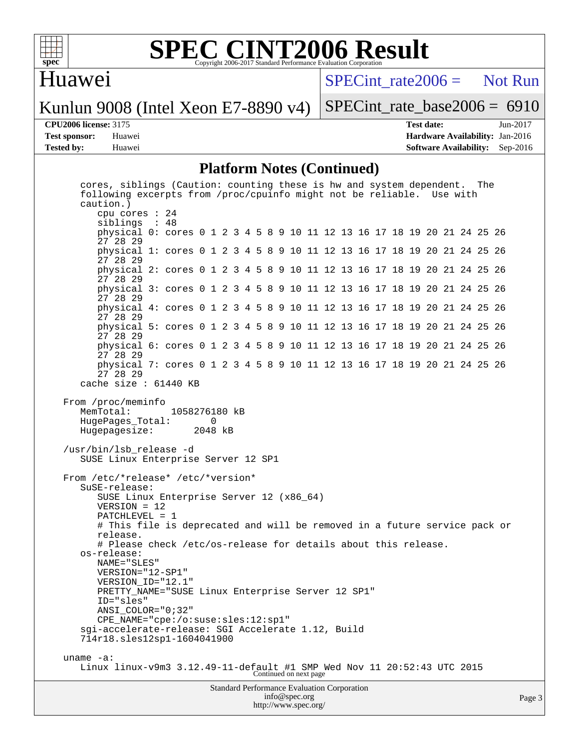## Platform Notes (Continued)

```
   cores, siblings (Caution: counting these is hw and system dependent.  The
   following excerpts from /proc/cpuinfo might not be reliable.  Use with
   caution.)
      cpu cores : 24
      siblings  : 48
      physical 0: cores 0 1 2 3 4 5 8 9 10 11 12 13 16 17 18 19 20 21 24 25 26
      27 28 29
      physical 1: cores 0 1 2 3 4 5 8 9 10 11 12 13 16 17 18 19 20 21 24 25 26
      27 28 29
      physical 2: cores 0 1 2 3 4 5 8 9 10 11 12 13 16 17 18 19 20 21 24 25 26
      27 28 29
      physical 3: cores 0 1 2 3 4 5 8 9 10 11 12 13 16 17 18 19 20 21 24 25 26
      27 28 29
      physical 4: cores 0 1 2 3 4 5 8 9 10 11 12 13 16 17 18 19 20 21 24 25 26
      27 28 29
      physical 5: cores 0 1 2 3 4 5 8 9 10 11 12 13 16 17 18 19 20 21 24 25 26
      27 28 29
      physical 6: cores 0 1 2 3 4 5 8 9 10 11 12 13 16 17 18 19 20 21 24 25 26
      27 28 29
      physical 7: cores 0 1 2 3 4 5 8 9 10 11 12 13 16 17 18 19 20 21 24 25 26
      27 28 29
   cache size : 61440 KB

From /proc/meminfo
   MemTotal:       1058276180 kB
   HugePages_Total:       0
   Hugepagesize:       2048 kB

/usr/bin/lsb_release -d
   SUSE Linux Enterprise Server 12 SP1

From /etc/*release* /etc/*version*
   SuSE-release:
      SUSE Linux Enterprise Server 12 (x86_64)
      VERSION = 12
      PATCHLEVEL = 1
      # This file is deprecated and will be removed in a future service pack or
      release.
      # Please check /etc/os-release for details about this release.
   os-release:
      NAME="SLES"
      VERSION="12-SP1"
      VERSION_ID="12.1"
      PRETTY_NAME="SUSE Linux Enterprise Server 12 SP1"
      ID="sles"
      ANSI_COLOR="0;32"
      CPE_NAME="cpe:/o:suse:sles:12:sp1"
   sgi-accelerate-release: SGI Accelerate 1.12, Build
   714r18.sles12sp1-1604041900

uname -a:
   Linux linux-v9m3 3.12.49-11-default #1 SMP Wed Nov 11 20:52:43 UTC 2015
```

Continued on next page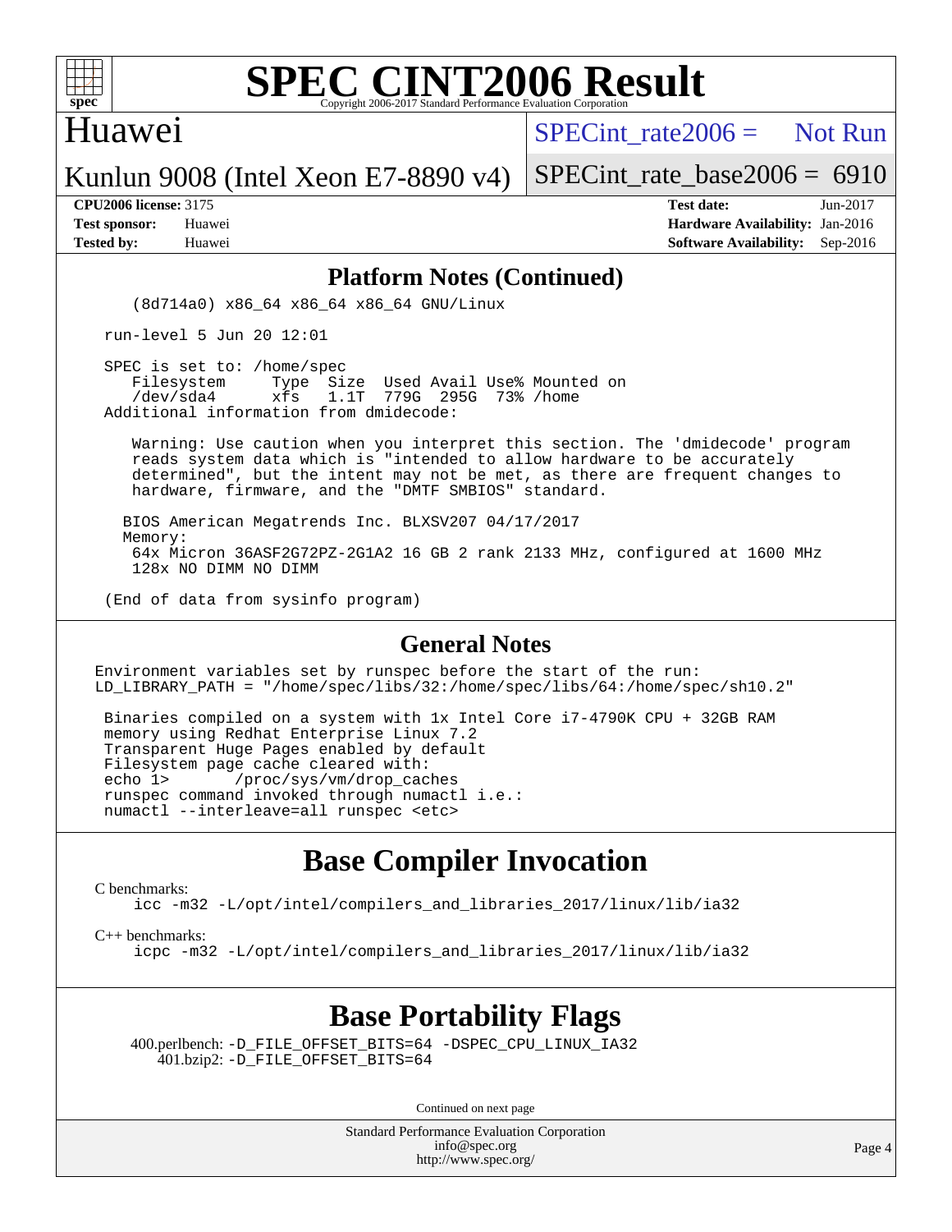## Platform Notes (Continued)

```
    (8d714a0) x86_64 x86_64 x86_64 GNU/Linux

 run-level 5 Jun 20 12:01

 SPEC is set to: /home/spec
    Filesystem     Type  Size  Used Avail Use% Mounted on
    /dev/sda4      xfs   1.1T  779G  295G  73% /home
 Additional information from dmidecode:

    Warning: Use caution when you interpret this section. The 'dmidecode' program
    reads system data which is "intended to allow hardware to be accurately
    determined", but the intent may not be met, as there are frequent changes to
    hardware, firmware, and the "DMTF SMBIOS" standard.

   BIOS American Megatrends Inc. BLXSV207 04/17/2017
   Memory:
    64x Micron 36ASF2G72PZ-2G1A2 16 GB 2 rank 2133 MHz, configured at 1600 MHz
    128x NO DIMM NO DIMM

 (End of data from sysinfo program)
```

## General Notes

```
Environment variables set by runspec before the start of the run:
LD_LIBRARY_PATH = "/home/spec/libs/32:/home/spec/libs/64:/home/spec/sh10.2"

 Binaries compiled on a system with 1x Intel Core i7-4790K CPU + 32GB RAM
 memory using Redhat Enterprise Linux 7.2
 Transparent Huge Pages enabled by default
 Filesystem page cache cleared with:
 echo 1>       /proc/sys/vm/drop_caches
 runspec command invoked through numactl i.e.:
 numactl --interleave=all runspec <etc>
```

# Base Compiler Invocation

C benchmarks:

```
icc -m32 -L/opt/intel/compilers_and_libraries_2017/linux/lib/ia32
```

C++ benchmarks:

```
icpc -m32 -L/opt/intel/compilers_and_libraries_2017/linux/lib/ia32
```

# Base Portability Flags

400.perlbench: -D_FILE_OFFSET_BITS=64 -DSPEC_CPU_LINUX_IA32
401.bzip2: -D_FILE_OFFSET_BITS=64

Continued on next page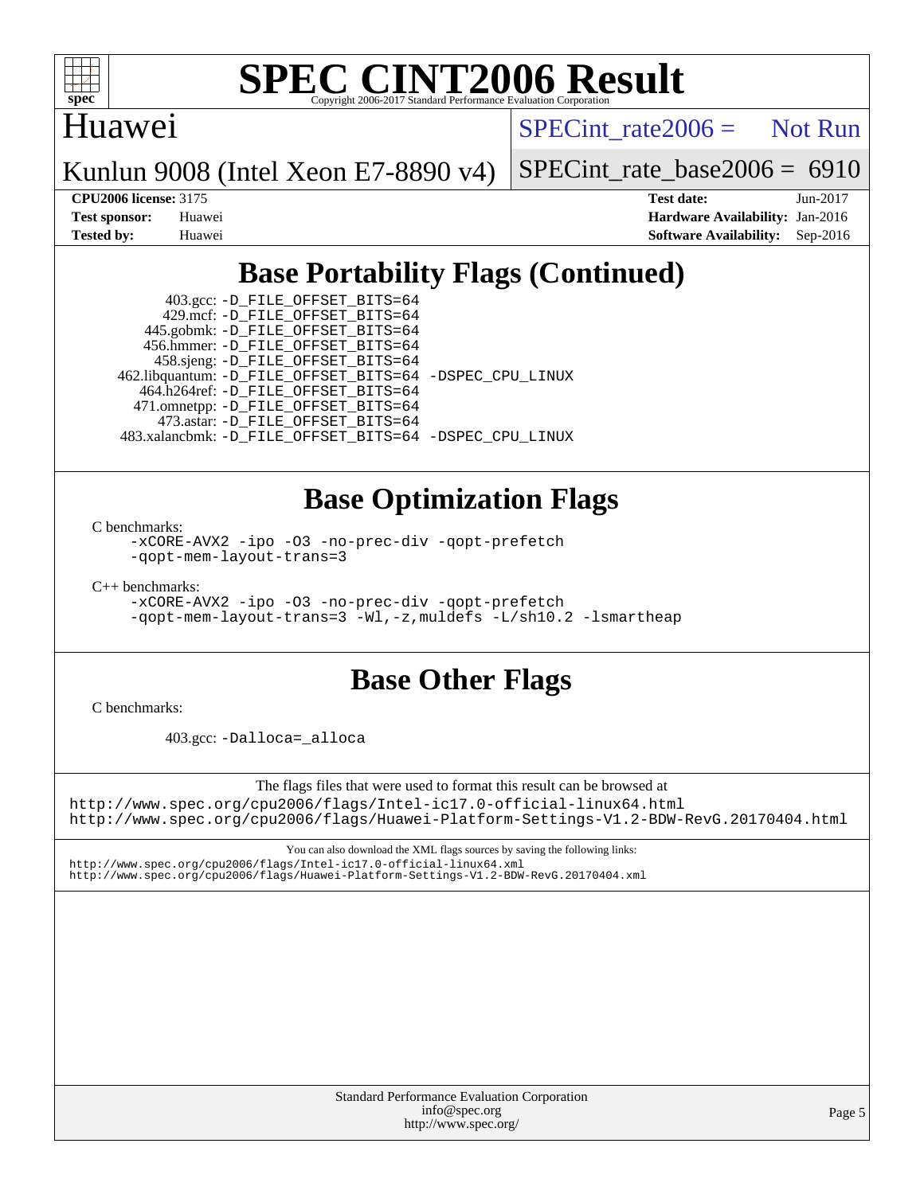## Base Portability Flags (Continued)

403.gcc: -D_FILE_OFFSET_BITS=64
429.mcf: -D_FILE_OFFSET_BITS=64
445.gobmk: -D_FILE_OFFSET_BITS=64
456.hmmer: -D_FILE_OFFSET_BITS=64
458.sjeng: -D_FILE_OFFSET_BITS=64
462.libquantum: -D_FILE_OFFSET_BITS=64 -DSPEC_CPU_LINUX
464.h264ref: -D_FILE_OFFSET_BITS=64
471.omnetpp: -D_FILE_OFFSET_BITS=64
473.astar: -D_FILE_OFFSET_BITS=64
483.xalancbmk: -D_FILE_OFFSET_BITS=64 -DSPEC_CPU_LINUX

## Base Optimization Flags

C benchmarks:
-xCORE-AVX2 -ipo -O3 -no-prec-div -qopt-prefetch
-qopt-mem-layout-trans=3

C++ benchmarks:
-xCORE-AVX2 -ipo -O3 -no-prec-div -qopt-prefetch
-qopt-mem-layout-trans=3 -Wl,-z,muldefs -L/sh10.2 -lsmartheap

## Base Other Flags

C benchmarks:

403.gcc: -Dalloca=_alloca

The flags files that were used to format this result can be browsed at
http://www.spec.org/cpu2006/flags/Intel-ic17.0-official-linux64.html
http://www.spec.org/cpu2006/flags/Huawei-Platform-Settings-V1.2-BDW-RevG.20170404.html

You can also download the XML flags sources by saving the following links:
http://www.spec.org/cpu2006/flags/Intel-ic17.0-official-linux64.xml
http://www.spec.org/cpu2006/flags/Huawei-Platform-Settings-V1.2-BDW-RevG.20170404.xml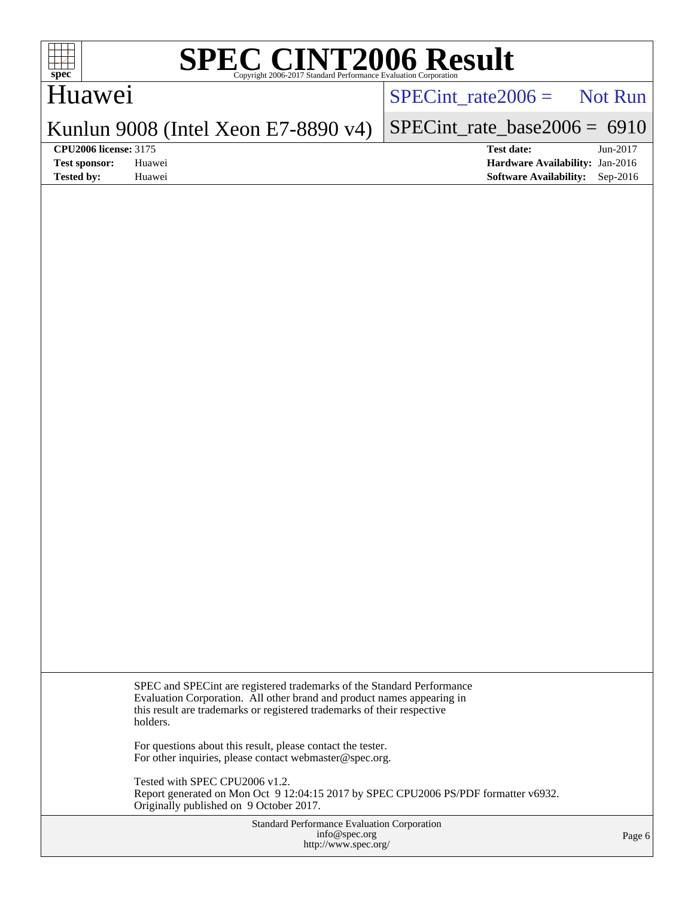SPEC and SPECint are registered trademarks of the Standard Performance Evaluation Corporation. All other brand and product names appearing in this result are trademarks or registered trademarks of their respective holders.

For questions about this result, please contact the tester.
For other inquiries, please contact webmaster@spec.org.

Tested with SPEC CPU2006 v1.2.
Report generated on Mon Oct 9 12:04:15 2017 by SPEC CPU2006 PS/PDF formatter v6932.
Originally published on 9 October 2017.